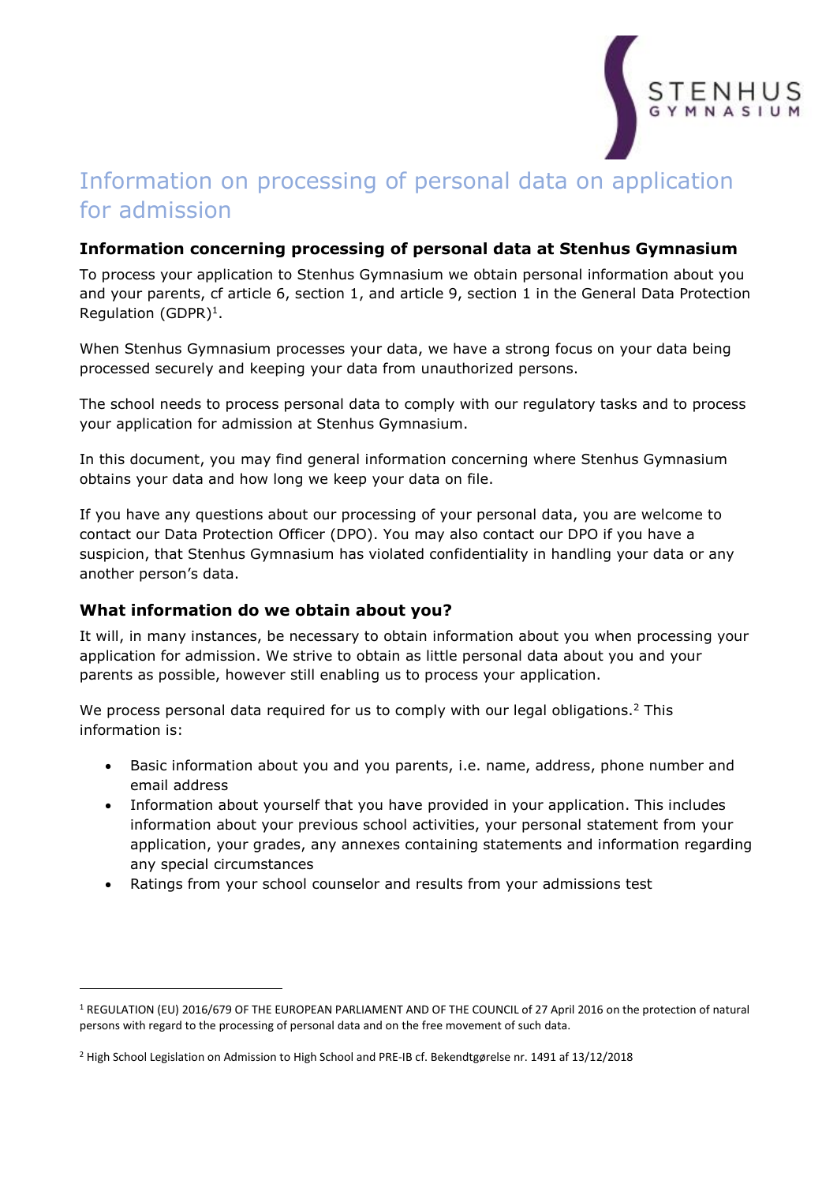# Information on processing of personal data on application for admission

### Information concerning processing of personal data at Stenhus Gymnasium

To process your application to Stenhus Gymnasium we obtain personal information about you and your parents, cf article 6, section 1, and article 9, section 1 in the General Data Protection Regulation (GDPR)[1].

When Stenhus Gymnasium processes your data, we have a strong focus on your data being processed securely and keeping your data from unauthorized persons.

The school needs to process personal data to comply with our regulatory tasks and to process your application for admission at Stenhus Gymnasium.

In this document, you may find general information concerning where Stenhus Gymnasium obtains your data and how long we keep your data on file.

If you have any questions about our processing of your personal data, you are welcome to contact our Data Protection Officer (DPO). You may also contact our DPO if you have a suspicion, that Stenhus Gymnasium has violated confidentiality in handling your data or any another person's data.

### What information do we obtain about you?

It will, in many instances, be necessary to obtain information about you when processing your application for admission. We strive to obtain as little personal data about you and your parents as possible, however still enabling us to process your application.

We process personal data required for us to comply with our legal obligations.[2] This information is:

- Basic information about you and you parents, i.e. name, address, phone number and email address
- Information about yourself that you have provided in your application. This includes information about your previous school activities, your personal statement from your application, your grades, any annexes containing statements and information regarding any special circumstances
- Ratings from your school counselor and results from your admissions test

---

[1] REGULATION (EU) 2016/679 OF THE EUROPEAN PARLIAMENT AND OF THE COUNCIL of 27 April 2016 on the protection of natural persons with regard to the processing of personal data and on the free movement of such data.

[2] High School Legislation on Admission to High School and PRE-IB cf. Bekendtgørelse nr. 1491 af 13/12/2018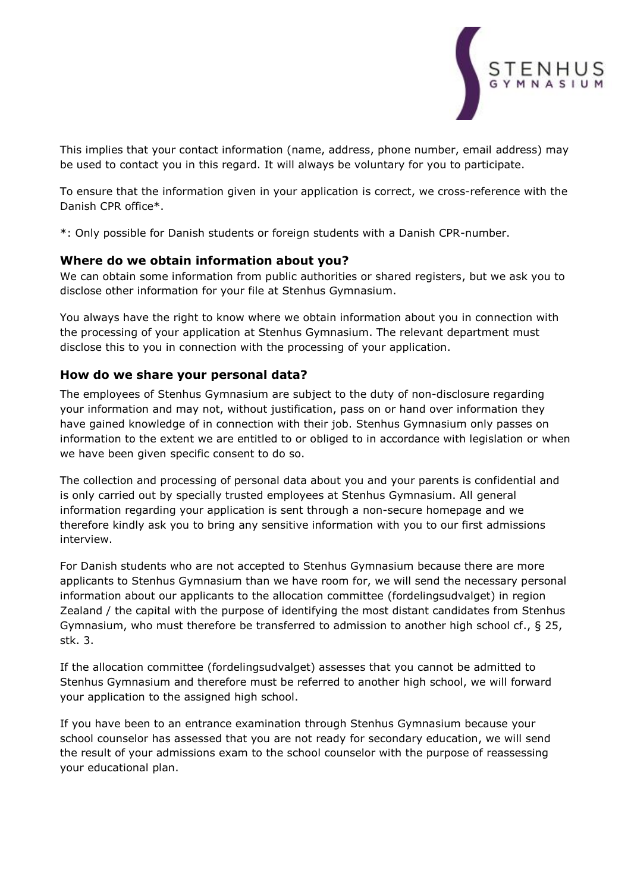This implies that your contact information (name, address, phone number, email address) may be used to contact you in this regard. It will always be voluntary for you to participate.

To ensure that the information given in your application is correct, we cross-reference with the Danish CPR office*.

*: Only possible for Danish students or foreign students with a Danish CPR-number.

### Where do we obtain information about you?

We can obtain some information from public authorities or shared registers, but we ask you to disclose other information for your file at Stenhus Gymnasium.

You always have the right to know where we obtain information about you in connection with the processing of your application at Stenhus Gymnasium. The relevant department must disclose this to you in connection with the processing of your application.

### How do we share your personal data?

The employees of Stenhus Gymnasium are subject to the duty of non-disclosure regarding your information and may not, without justification, pass on or hand over information they have gained knowledge of in connection with their job. Stenhus Gymnasium only passes on information to the extent we are entitled to or obliged to in accordance with legislation or when we have been given specific consent to do so.

The collection and processing of personal data about you and your parents is confidential and is only carried out by specially trusted employees at Stenhus Gymnasium. All general information regarding your application is sent through a non-secure homepage and we therefore kindly ask you to bring any sensitive information with you to our first admissions interview.

For Danish students who are not accepted to Stenhus Gymnasium because there are more applicants to Stenhus Gymnasium than we have room for, we will send the necessary personal information about our applicants to the allocation committee (fordelingsudvalget) in region Zealand / the capital with the purpose of identifying the most distant candidates from Stenhus Gymnasium, who must therefore be transferred to admission to another high school cf., § 25, stk. 3.

If the allocation committee (fordelingsudvalget) assesses that you cannot be admitted to Stenhus Gymnasium and therefore must be referred to another high school, we will forward your application to the assigned high school.

If you have been to an entrance examination through Stenhus Gymnasium because your school counselor has assessed that you are not ready for secondary education, we will send the result of your admissions exam to the school counselor with the purpose of reassessing your educational plan.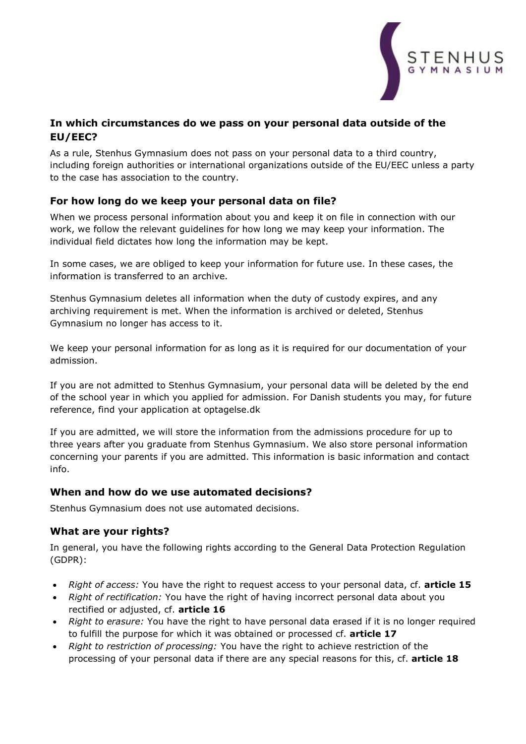### In which circumstances do we pass on your personal data outside of the EU/EEC?

As a rule, Stenhus Gymnasium does not pass on your personal data to a third country, including foreign authorities or international organizations outside of the EU/EEC unless a party to the case has association to the country.

### For how long do we keep your personal data on file?

When we process personal information about you and keep it on file in connection with our work, we follow the relevant guidelines for how long we may keep your information. The individual field dictates how long the information may be kept.

In some cases, we are obliged to keep your information for future use. In these cases, the information is transferred to an archive.

Stenhus Gymnasium deletes all information when the duty of custody expires, and any archiving requirement is met. When the information is archived or deleted, Stenhus Gymnasium no longer has access to it.

We keep your personal information for as long as it is required for our documentation of your admission.

If you are not admitted to Stenhus Gymnasium, your personal data will be deleted by the end of the school year in which you applied for admission. For Danish students you may, for future reference, find your application at optagelse.dk

If you are admitted, we will store the information from the admissions procedure for up to three years after you graduate from Stenhus Gymnasium. We also store personal information concerning your parents if you are admitted. This information is basic information and contact info.

### When and how do we use automated decisions?

Stenhus Gymnasium does not use automated decisions.

### What are your rights?

In general, you have the following rights according to the General Data Protection Regulation (GDPR):

- *Right of access:* You have the right to request access to your personal data, cf. **article 15**
- *Right of rectification:* You have the right of having incorrect personal data about you rectified or adjusted, cf. **article 16**
- *Right to erasure:* You have the right to have personal data erased if it is no longer required to fulfill the purpose for which it was obtained or processed cf. **article 17**
- *Right to restriction of processing:* You have the right to achieve restriction of the processing of your personal data if there are any special reasons for this, cf. **article 18**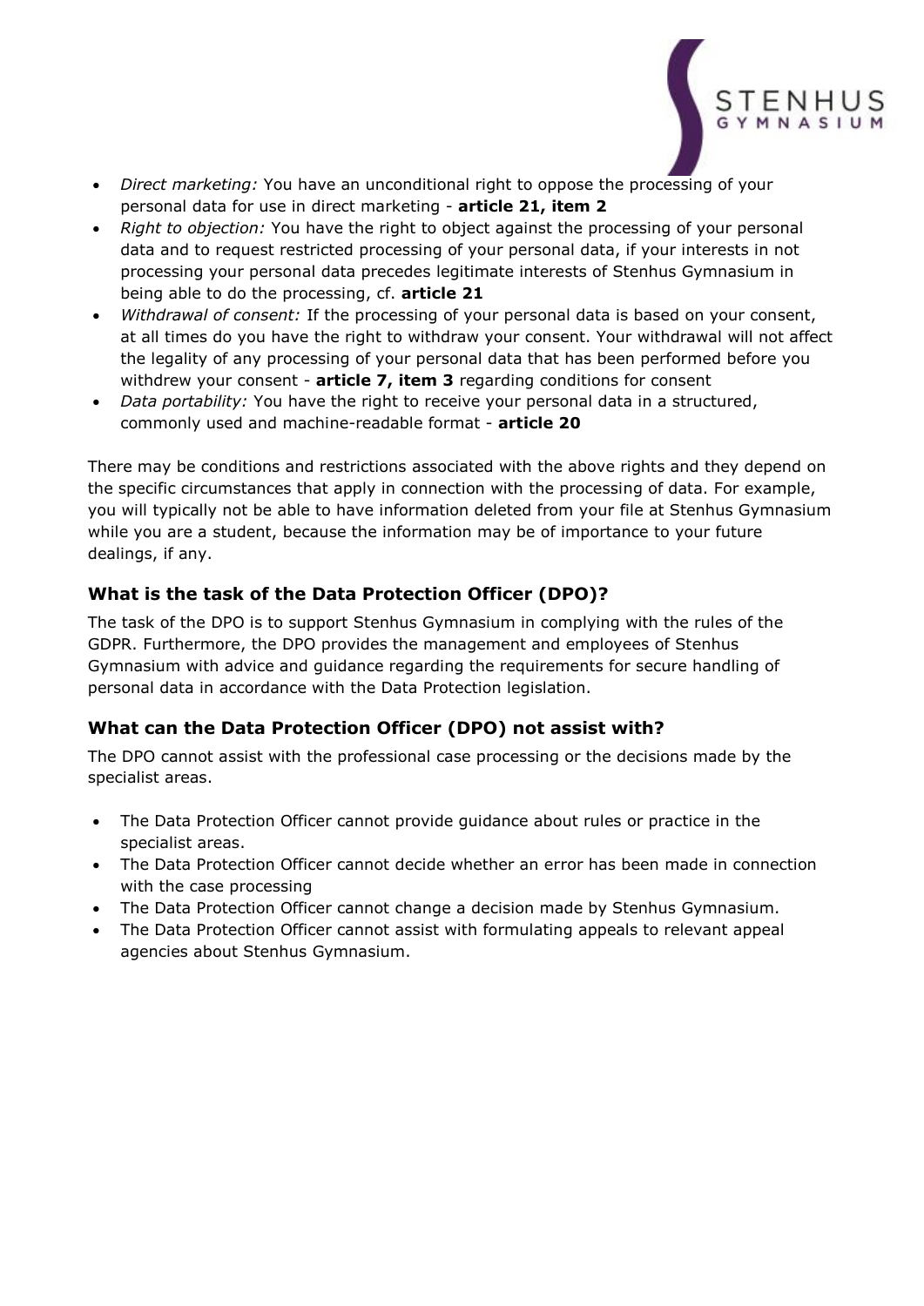- *Direct marketing:* You have an unconditional right to oppose the processing of your personal data for use in direct marketing - **article 21, item 2**
- *Right to objection:* You have the right to object against the processing of your personal data and to request restricted processing of your personal data, if your interests in not processing your personal data precedes legitimate interests of Stenhus Gymnasium in being able to do the processing, cf. **article 21**
- *Withdrawal of consent:* If the processing of your personal data is based on your consent, at all times do you have the right to withdraw your consent. Your withdrawal will not affect the legality of any processing of your personal data that has been performed before you withdrew your consent - **article 7, item 3** regarding conditions for consent
- *Data portability:* You have the right to receive your personal data in a structured, commonly used and machine-readable format - **article 20**

There may be conditions and restrictions associated with the above rights and they depend on the specific circumstances that apply in connection with the processing of data. For example, you will typically not be able to have information deleted from your file at Stenhus Gymnasium while you are a student, because the information may be of importance to your future dealings, if any.

### What is the task of the Data Protection Officer (DPO)?

The task of the DPO is to support Stenhus Gymnasium in complying with the rules of the GDPR. Furthermore, the DPO provides the management and employees of Stenhus Gymnasium with advice and guidance regarding the requirements for secure handling of personal data in accordance with the Data Protection legislation.

### What can the Data Protection Officer (DPO) not assist with?

The DPO cannot assist with the professional case processing or the decisions made by the specialist areas.

- The Data Protection Officer cannot provide guidance about rules or practice in the specialist areas.
- The Data Protection Officer cannot decide whether an error has been made in connection with the case processing
- The Data Protection Officer cannot change a decision made by Stenhus Gymnasium.
- The Data Protection Officer cannot assist with formulating appeals to relevant appeal agencies about Stenhus Gymnasium.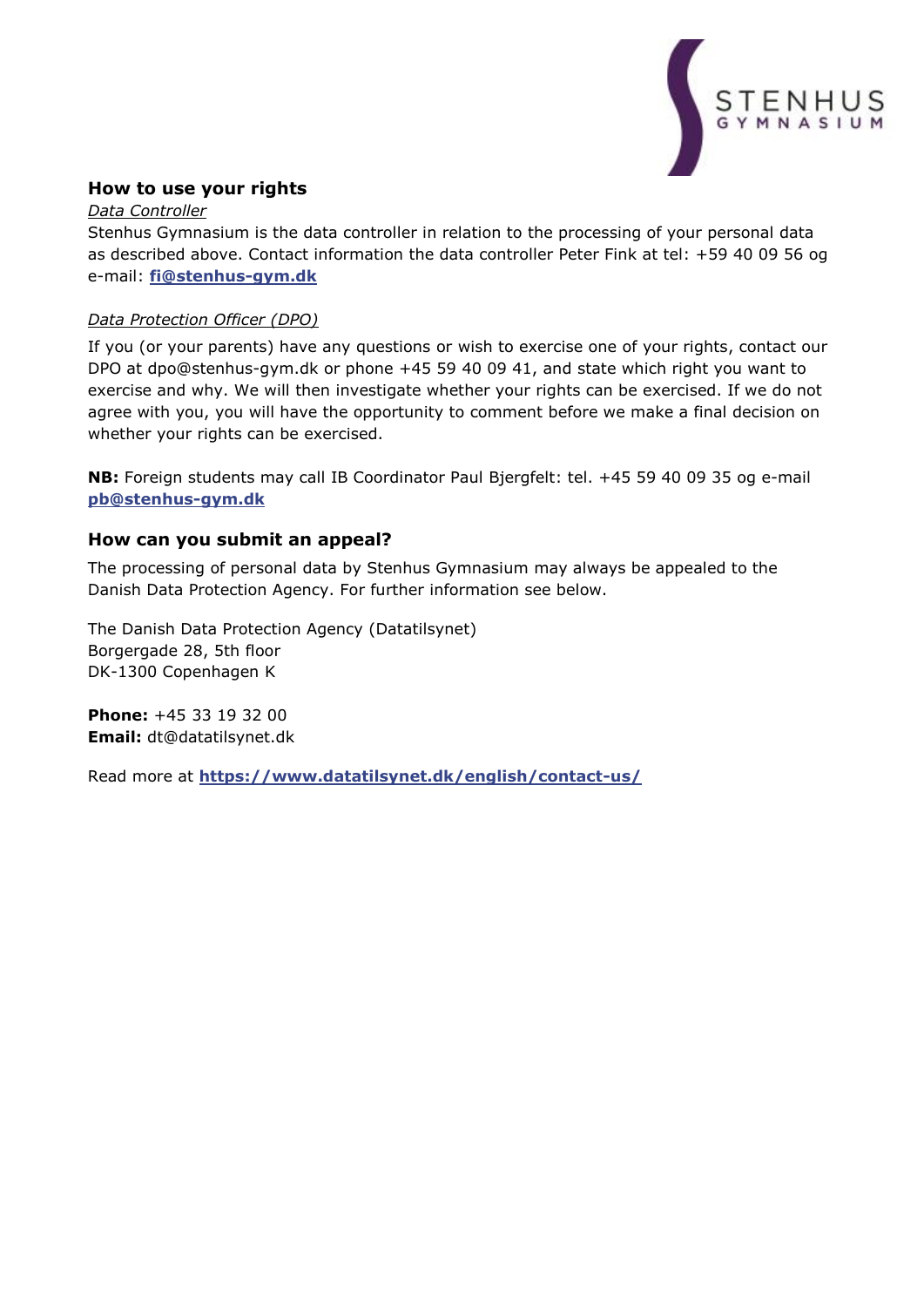## How to use your rights

*Data Controller*

Stenhus Gymnasium is the data controller in relation to the processing of your personal data as described above. Contact information the data controller Peter Fink at tel: +59 40 09 56 og e-mail: **fi@stenhus-gym.dk**

*Data Protection Officer (DPO)*

If you (or your parents) have any questions or wish to exercise one of your rights, contact our DPO at dpo@stenhus-gym.dk or phone +45 59 40 09 41, and state which right you want to exercise and why. We will then investigate whether your rights can be exercised. If we do not agree with you, you will have the opportunity to comment before we make a final decision on whether your rights can be exercised.

**NB:** Foreign students may call IB Coordinator Paul Bjergfelt: tel. +45 59 40 09 35 og e-mail **pb@stenhus-gym.dk**

## How can you submit an appeal?

The processing of personal data by Stenhus Gymnasium may always be appealed to the Danish Data Protection Agency. For further information see below.

The Danish Data Protection Agency (Datatilsynet)
Borgergade 28, 5th floor
DK-1300 Copenhagen K

**Phone:** +45 33 19 32 00
**Email:** dt@datatilsynet.dk

Read more at **https://www.datatilsynet.dk/english/contact-us/**